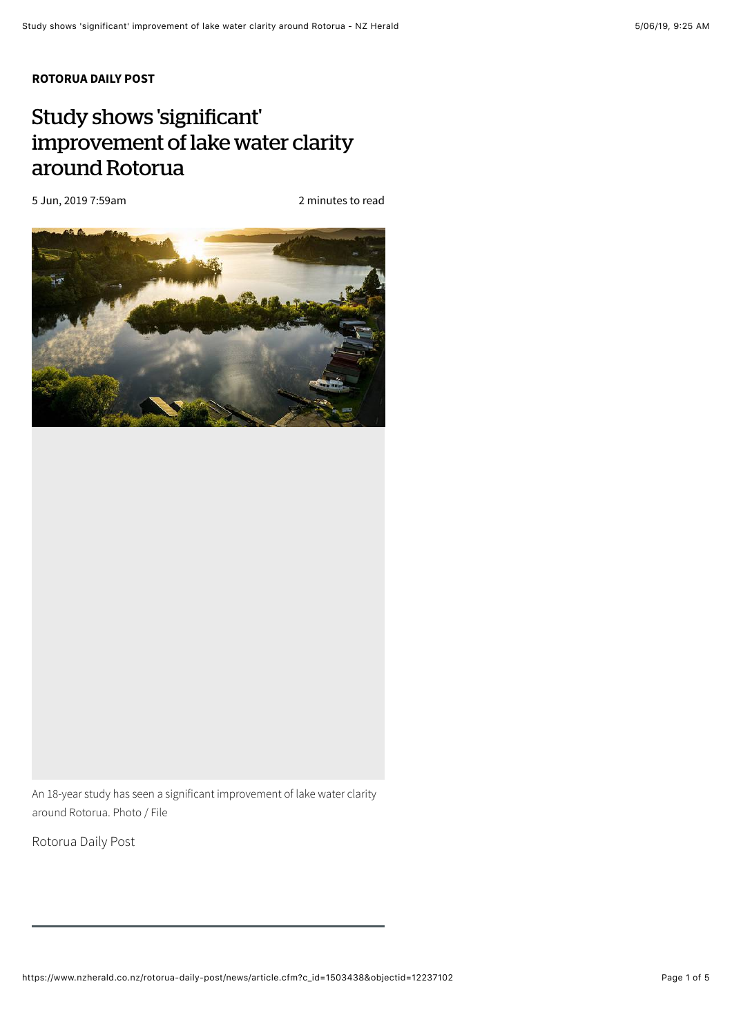**ROTORUA DAILY POST**

# Study shows 'significant' improvement of lake water clarity around Rotorua

5 Jun, 2019 7:59am

2 minutes to read

An 18-year study has seen a significant improvement of lake water clarity around Rotorua. Photo / File

Rotorua Daily Post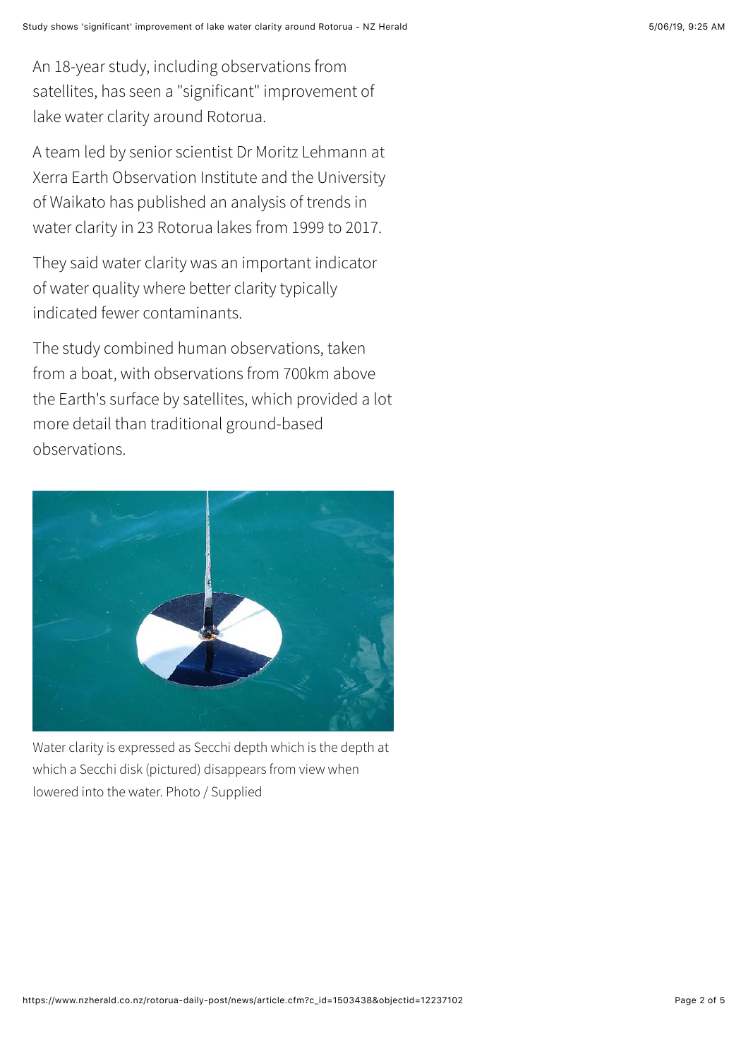An 18-year study, including observations from satellites, has seen a "significant" improvement of lake water clarity around Rotorua.

A team led by senior scientist Dr Moritz Lehmann at Xerra Earth Observation Institute and the University of Waikato has published an analysis of trends in water clarity in 23 Rotorua lakes from 1999 to 2017.

They said water clarity was an important indicator of water quality where better clarity typically indicated fewer contaminants.

The study combined human observations, taken from a boat, with observations from 700km above the Earth's surface by satellites, which provided a lot more detail than traditional ground-based observations.

Water clarity is expressed as Secchi depth which is the depth at which a Secchi disk (pictured) disappears from view when lowered into the water. Photo / Supplied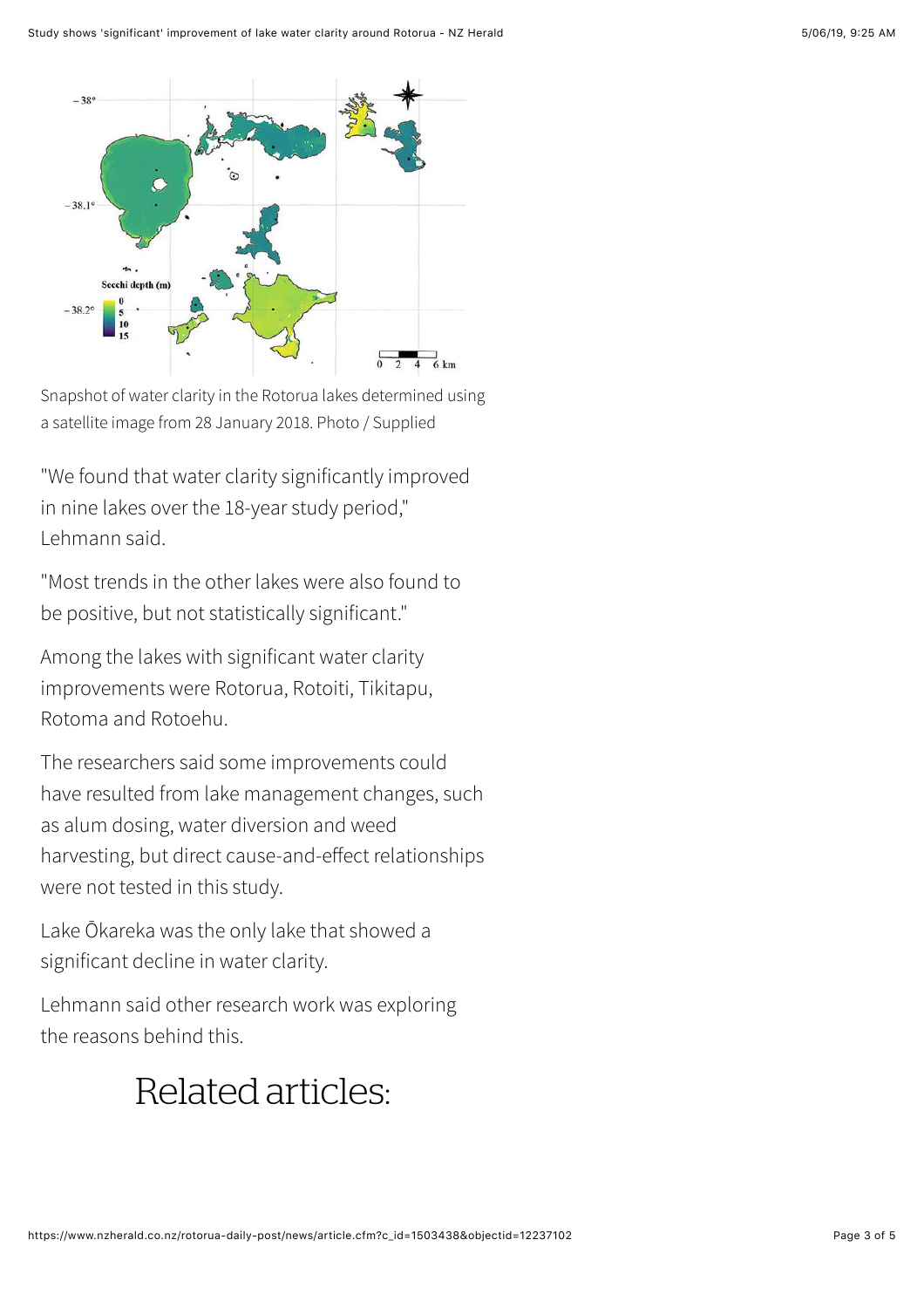−38°

−38.1°

−38.2°

Secchi depth (m)

0
5
10
15

0 2 4 6 km

Snapshot of water clarity in the Rotorua lakes determined using a satellite image from 28 January 2018. Photo / Supplied

"We found that water clarity significantly improved in nine lakes over the 18-year study period," Lehmann said.

"Most trends in the other lakes were also found to be positive, but not statistically significant."

Among the lakes with significant water clarity improvements were Rotorua, Rotoiti, Tikitapu, Rotoma and Rotoehu.

The researchers said some improvements could have resulted from lake management changes, such as alum dosing, water diversion and weed harvesting, but direct cause-and-effect relationships were not tested in this study.

Lake Ōkareka was the only lake that showed a significant decline in water clarity.

Lehmann said other research work was exploring the reasons behind this.

## Related articles: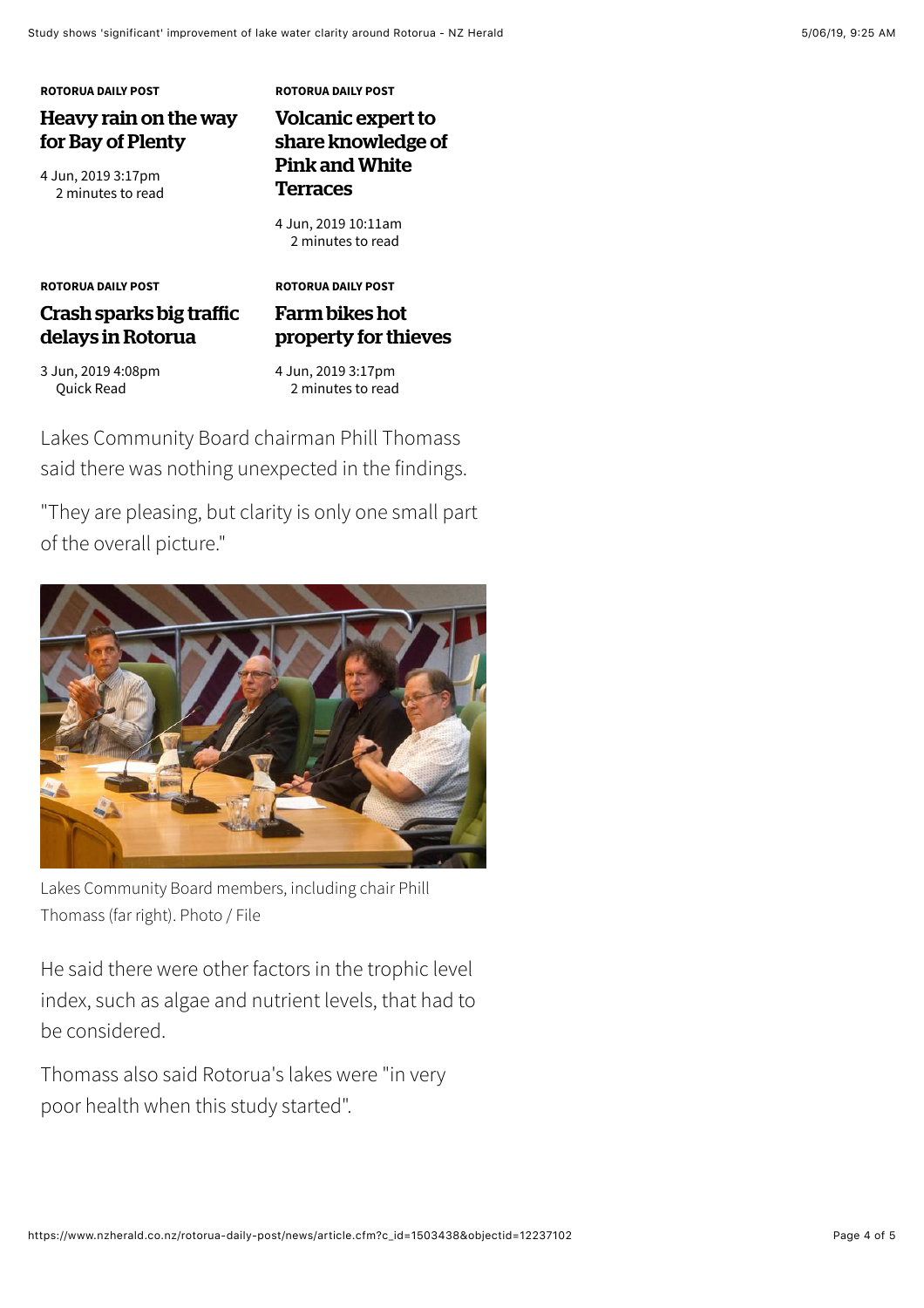ROTORUA DAILY POST

**Heavy rain on the way for Bay of Plenty**

4 Jun, 2019 3:17pm
2 minutes to read

ROTORUA DAILY POST

**Volcanic expert to share knowledge of Pink and White Terraces**

4 Jun, 2019 10:11am
2 minutes to read

ROTORUA DAILY POST

**Crash sparks big traffic delays in Rotorua**

3 Jun, 2019 4:08pm
Quick Read

ROTORUA DAILY POST

**Farm bikes hot property for thieves**

4 Jun, 2019 3:17pm
2 minutes to read

Lakes Community Board chairman Phill Thomass said there was nothing unexpected in the findings.

"They are pleasing, but clarity is only one small part of the overall picture."

Lakes Community Board members, including chair Phill Thomass (far right). Photo / File

He said there were other factors in the trophic level index, such as algae and nutrient levels, that had to be considered.

Thomass also said Rotorua's lakes were "in very poor health when this study started".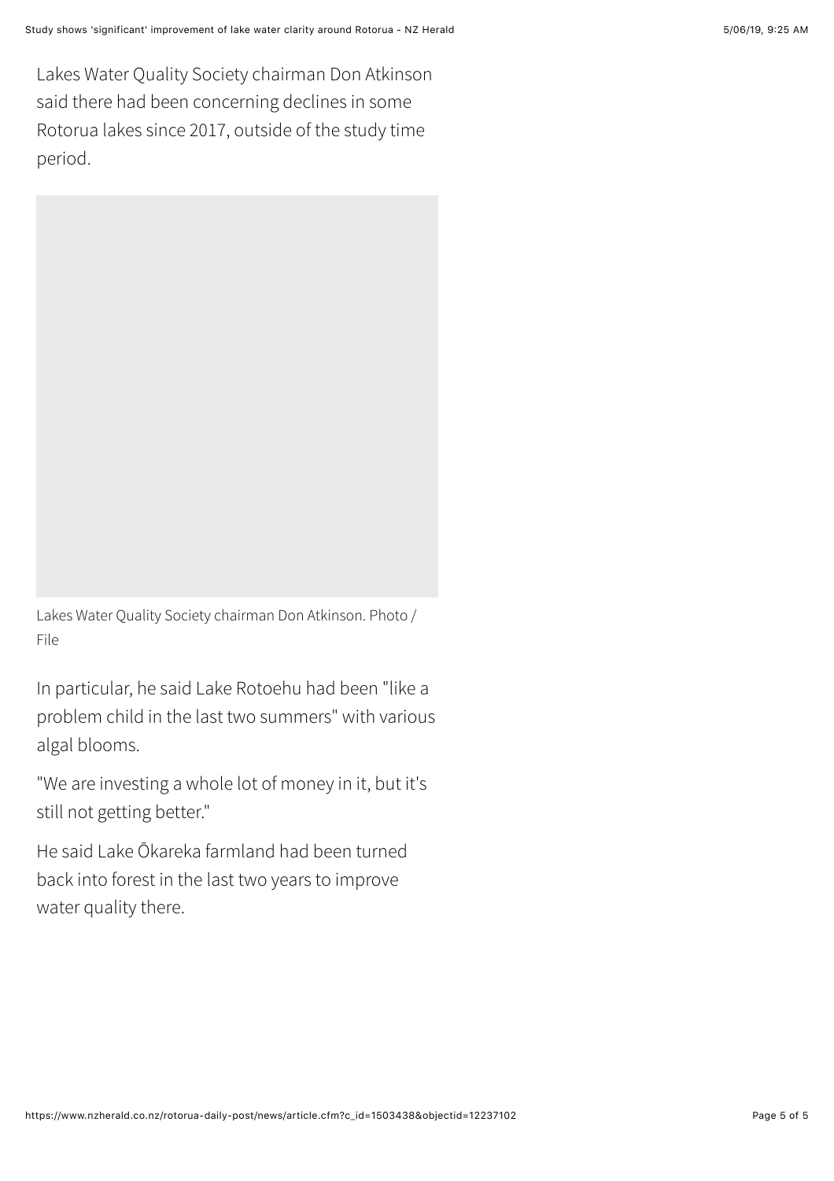Lakes Water Quality Society chairman Don Atkinson said there had been concerning declines in some Rotorua lakes since 2017, outside of the study time period.

Lakes Water Quality Society chairman Don Atkinson. Photo / File

In particular, he said Lake Rotoehu had been "like a problem child in the last two summers" with various algal blooms.

"We are investing a whole lot of money in it, but it's still not getting better."

He said Lake Ōkareka farmland had been turned back into forest in the last two years to improve water quality there.